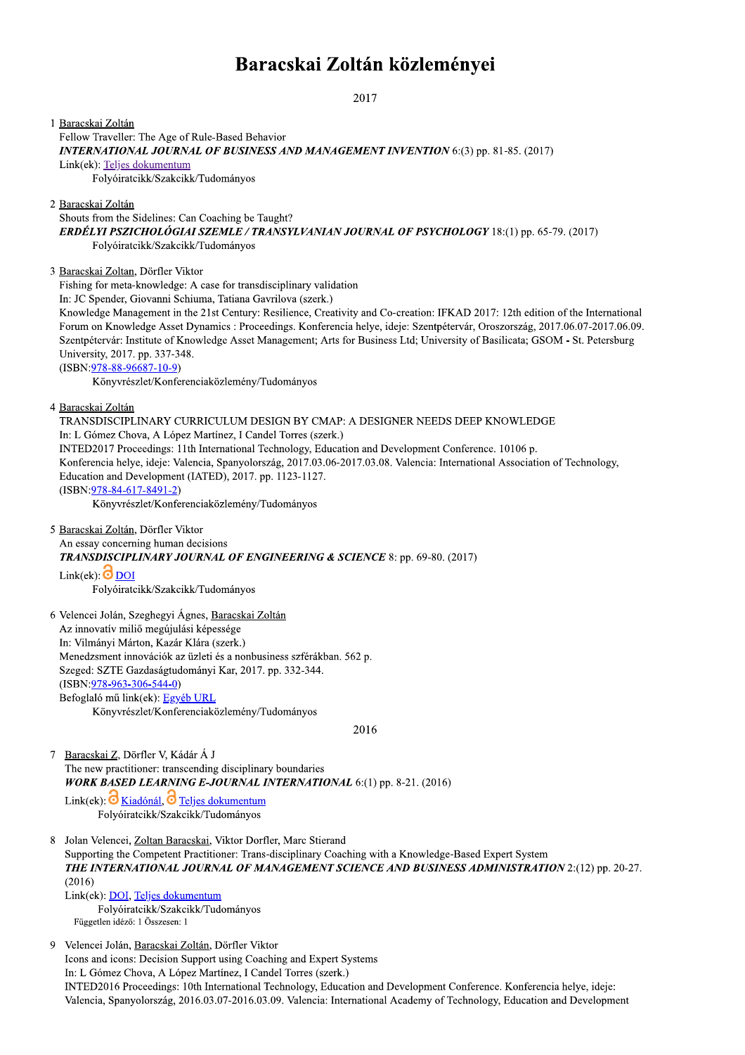# Baracskai Zoltán közleményei

2017

1 Baracskai Zoltán
Fellow Traveller: The Age of Rule-Based Behavior
***INTERNATIONAL JOURNAL OF BUSINESS AND MANAGEMENT INVENTION*** 6:(3) pp. 81-85. (2017)
Link(ek): Teljes dokumentum
Folyóiratcikk/Szakcikk/Tudományos

2 Baracskai Zoltán
Shouts from the Sidelines: Can Coaching be Taught?
***ERDÉLYI PSZICHOLÓGIAI SZEMLE / TRANSYLVANIAN JOURNAL OF PSYCHOLOGY*** 18:(1) pp. 65-79. (2017)
Folyóiratcikk/Szakcikk/Tudományos

3 Baracskai Zoltan, Dörfler Viktor
Fishing for meta-knowledge: A case for transdisciplinary validation
In: JC Spender, Giovanni Schiuma, Tatiana Gavrilova (szerk.)
Knowledge Management in the 21st Century: Resilience, Creativity and Co-creation: IFKAD 2017: 12th edition of the International Forum on Knowledge Asset Dynamics : Proceedings. Konferencia helye, ideje: Szentpétervár, Oroszország, 2017.06.07-2017.06.09. Szentpétervár: Institute of Knowledge Asset Management; Arts for Business Ltd; University of Basilicata; GSOM - St. Petersburg University, 2017. pp. 337-348.
(ISBN:978-88-96687-10-9)
Könyvrészlet/Konferenciaközlemény/Tudományos

4 Baracskai Zoltán
TRANSDISCIPLINARY CURRICULUM DESIGN BY CMAP: A DESIGNER NEEDS DEEP KNOWLEDGE
In: L Gómez Chova, A López Martínez, I Candel Torres (szerk.)
INTED2017 Proceedings: 11th International Technology, Education and Development Conference. 10106 p.
Konferencia helye, ideje: Valencia, Spanyolország, 2017.03.06-2017.03.08. Valencia: International Association of Technology, Education and Development (IATED), 2017. pp. 1123-1127.
(ISBN:978-84-617-8491-2)
Könyvrészlet/Konferenciaközlemény/Tudományos

5 Baracskai Zoltán, Dörfler Viktor
An essay concerning human decisions
***TRANSDISCIPLINARY JOURNAL OF ENGINEERING & SCIENCE*** 8: pp. 69-80. (2017)
Link(ek): DOI
Folyóiratcikk/Szakcikk/Tudományos

6 Velencei Jolán, Szeghegyi Ágnes, Baracskai Zoltán
Az innovatív miliő megújulási képessége
In: Vilmányi Márton, Kazár Klára (szerk.)
Menedzsment innovációk az üzleti és a nonbusiness szférákban. 562 p.
Szeged: SZTE Gazdaságtudományi Kar, 2017. pp. 332-344.
(ISBN:978-963-306-544-0)
Befoglaló mű link(ek): Egyéb URL
Könyvrészlet/Konferenciaközlemény/Tudományos

2016

7 Baracskai Z, Dörfler V, Kádár Á J
The new practitioner: transcending disciplinary boundaries
***WORK BASED LEARNING E-JOURNAL INTERNATIONAL*** 6:(1) pp. 8-21. (2016)
Link(ek): Kiadónál, Teljes dokumentum
Folyóiratcikk/Szakcikk/Tudományos

8 Jolan Velencei, Zoltan Baracskai, Viktor Dorfler, Marc Stierand
Supporting the Competent Practitioner: Trans-disciplinary Coaching with a Knowledge-Based Expert System
***THE INTERNATIONAL JOURNAL OF MANAGEMENT SCIENCE AND BUSINESS ADMINISTRATION*** 2:(12) pp. 20-27. (2016)
Link(ek): DOI, Teljes dokumentum
Folyóiratcikk/Szakcikk/Tudományos
Független idéző: 1 Összesen: 1

9 Velencei Jolán, Baracskai Zoltán, Dörfler Viktor
Icons and icons: Decision Support using Coaching and Expert Systems
In: L Gómez Chova, A López Martínez, I Candel Torres (szerk.)
INTED2016 Proceedings: 10th International Technology, Education and Development Conference. Konferencia helye, ideje: Valencia, Spanyolország, 2016.03.07-2016.03.09. Valencia: International Academy of Technology, Education and Development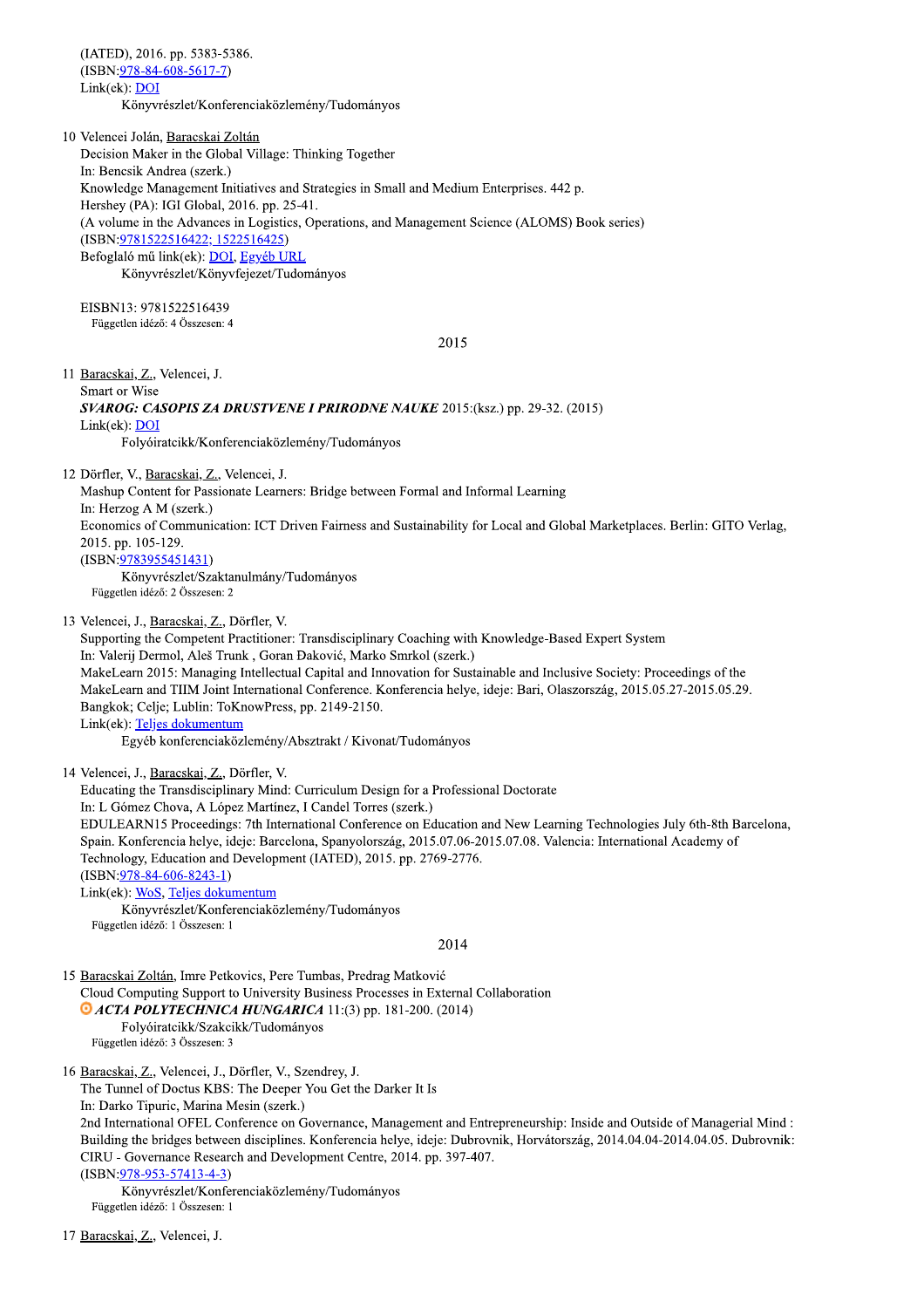(IATED), 2016. pp. 5383-5386.
(ISBN:978-84-608-5617-7)
Link(ek): DOI
Könyvrészlet/Konferenciaközlemény/Tudományos

10 Velencei Jolán, Baracskai Zoltán
Decision Maker in the Global Village: Thinking Together
In: Bencsik Andrea (szerk.)
Knowledge Management Initiatives and Strategies in Small and Medium Enterprises. 442 p.
Hershey (PA): IGI Global, 2016. pp. 25-41.
(A volume in the Advances in Logistics, Operations, and Management Science (ALOMS) Book series)
(ISBN:9781522516422; 1522516425)
Befoglaló mű link(ek): DOI, Egyéb URL
Könyvrészlet/Könyvfejezet/Tudományos

EISBN13: 9781522516439
Független idéző: 4 Összesen: 4

## 2015

11 Baracskai, Z., Velencei, J.
Smart or Wise
***SVAROG: CASOPIS ZA DRUSTVENE I PRIRODNE NAUKE*** 2015:(ksz.) pp. 29-32. (2015)
Link(ek): DOI
Folyóiratcikk/Konferenciaközlemény/Tudományos

12 Dörfler, V., Baracskai, Z., Velencei, J.
Mashup Content for Passionate Learners: Bridge between Formal and Informal Learning
In: Herzog A M (szerk.)
Economics of Communication: ICT Driven Fairness and Sustainability for Local and Global Marketplaces. Berlin: GITO Verlag, 2015. pp. 105-129.
(ISBN:9783955451431)
Könyvrészlet/Szaktanulmány/Tudományos
Független idéző: 2 Összesen: 2

13 Velencei, J., Baracskai, Z., Dörfler, V.
Supporting the Competent Practitioner: Transdisciplinary Coaching with Knowledge-Based Expert System
In: Valerij Dermol, Aleš Trunk , Goran Đaković, Marko Smrkol (szerk.)
MakeLearn 2015: Managing Intellectual Capital and Innovation for Sustainable and Inclusive Society: Proceedings of the MakeLearn and TIIM Joint International Conference. Konferencia helye, ideje: Bari, Olaszország, 2015.05.27-2015.05.29. Bangkok; Celje; Lublin: ToKnowPress, pp. 2149-2150.
Link(ek): Teljes dokumentum
Egyéb konferenciaközlemény/Absztrakt / Kivonat/Tudományos

14 Velencei, J., Baracskai, Z., Dörfler, V.
Educating the Transdisciplinary Mind: Curriculum Design for a Professional Doctorate
In: L Gómez Chova, A López Martínez, I Candel Torres (szerk.)
EDULEARN15 Proceedings: 7th International Conference on Education and New Learning Technologies July 6th-8th Barcelona, Spain. Konferencia helye, ideje: Barcelona, Spanyolország, 2015.07.06-2015.07.08. Valencia: International Academy of Technology, Education and Development (IATED), 2015. pp. 2769-2776.
(ISBN:978-84-606-8243-1)
Link(ek): WoS, Teljes dokumentum
Könyvrészlet/Konferenciaközlemény/Tudományos
Független idéző: 1 Összesen: 1

## 2014

15 Baracskai Zoltán, Imre Petkovics, Pere Tumbas, Predrag Matković
Cloud Computing Support to University Business Processes in External Collaboration
***ACTA POLYTECHNICA HUNGARICA*** 11:(3) pp. 181-200. (2014)
Folyóiratcikk/Szakcikk/Tudományos
Független idéző: 3 Összesen: 3

16 Baracskai, Z., Velencei, J., Dörfler, V., Szendrey, J.
The Tunnel of Doctus KBS: The Deeper You Get the Darker It Is
In: Darko Tipuric, Marina Mesin (szerk.)
2nd International OFEL Conference on Governance, Management and Entrepreneurship: Inside and Outside of Managerial Mind : Building the bridges between disciplines. Konferencia helye, ideje: Dubrovnik, Horvátország, 2014.04.04-2014.04.05. Dubrovnik: CIRU - Governance Research and Development Centre, 2014. pp. 397-407.
(ISBN:978-953-57413-4-3)
Könyvrészlet/Konferenciaközlemény/Tudományos
Független idéző: 1 Összesen: 1

17 Baracskai, Z., Velencei, J.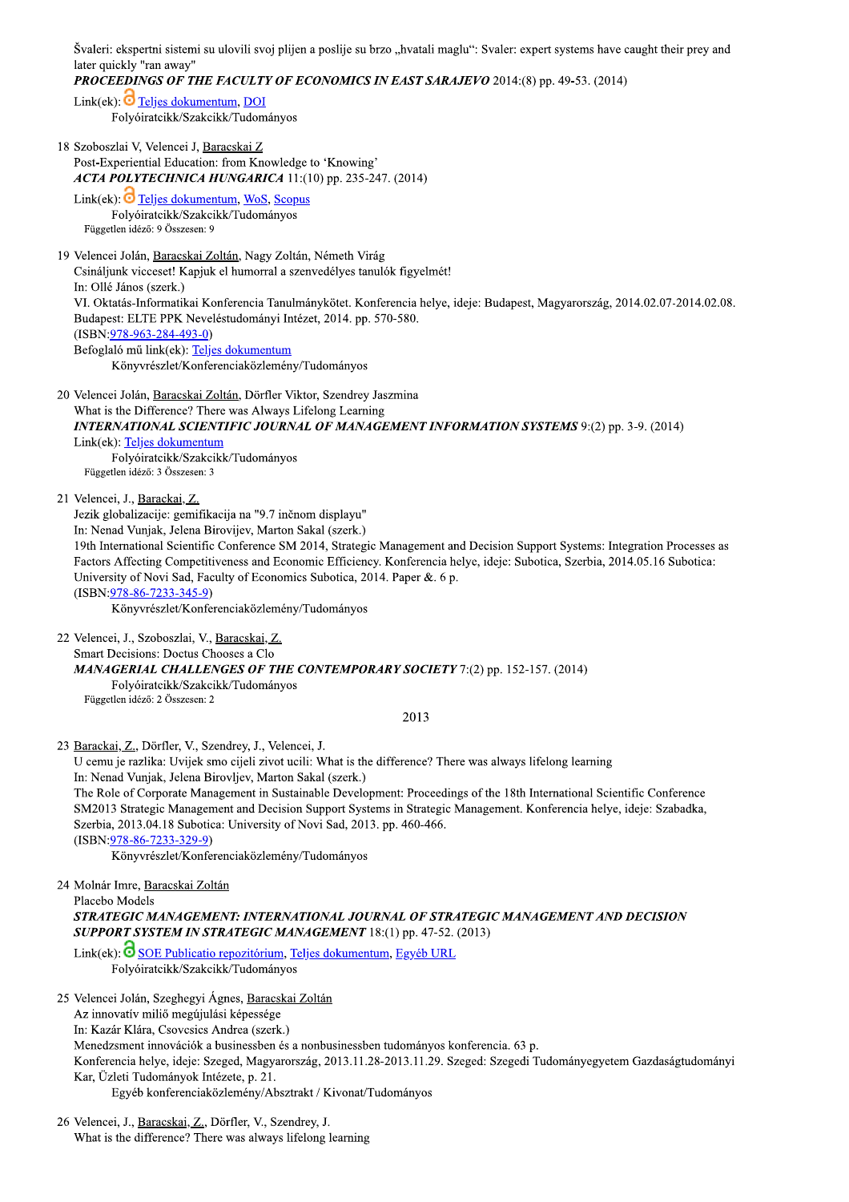Švaleri: ekspertni sistemi su ulovili svoj plijen a poslije su brzo „hvatali maglu": Svaler: expert systems have caught their prey and later quickly "ran away"
***PROCEEDINGS OF THE FACULTY OF ECONOMICS IN EAST SARAJEVO*** 2014:(8) pp. 49-53. (2014)
Link(ek): Teljes dokumentum, DOI
Folyóiratcikk/Szakcikk/Tudományos

18 Szoboszlai V, Velencei J, Baracskai Z
Post-Experiential Education: from Knowledge to 'Knowing'
***ACTA POLYTECHNICA HUNGARICA*** 11:(10) pp. 235-247. (2014)
Link(ek): Teljes dokumentum, WoS, Scopus
Folyóiratcikk/Szakcikk/Tudományos
Független idéző: 9 Összesen: 9

19 Velencei Jolán, Baracskai Zoltán, Nagy Zoltán, Németh Virág
Csináljunk vicceset! Kapjuk el humorral a szenvedélyes tanulók figyelmét!
In: Ollé János (szerk.)
VI. Oktatás-Informatikai Konferencia Tanulmánykötet. Konferencia helye, ideje: Budapest, Magyarország, 2014.02.07-2014.02.08. Budapest: ELTE PPK Neveléstudományi Intézet, 2014. pp. 570-580.
(ISBN:978-963-284-493-0)
Befoglaló mű link(ek): Teljes dokumentum
Könyvrészlet/Konferenciaközlemény/Tudományos

20 Velencei Jolán, Baracskai Zoltán, Dörfler Viktor, Szendrey Jaszmina
What is the Difference? There was Always Lifelong Learning
***INTERNATIONAL SCIENTIFIC JOURNAL OF MANAGEMENT INFORMATION SYSTEMS*** 9:(2) pp. 3-9. (2014)
Link(ek): Teljes dokumentum
Folyóiratcikk/Szakcikk/Tudományos
Független idéző: 3 Összesen: 3

21 Velencei, J., Barackai, Z.
Jezik globalizacije: gemifikacija na "9.7 inčnom displayu"
In: Nenad Vunjak, Jelena Birovljev, Marton Sakal (szerk.)
19th International Scientific Conference SM 2014, Strategic Management and Decision Support Systems: Integration Processes as Factors Affecting Competitiveness and Economic Efficiency. Konferencia helye, ideje: Subotica, Szerbia, 2014.05.16 Subotica: University of Novi Sad, Faculty of Economics Subotica, 2014. Paper &. 6 p.
(ISBN:978-86-7233-345-9)
Könyvrészlet/Konferenciaközlemény/Tudományos

22 Velencei, J., Szoboszlai, V., Baracskai, Z.
Smart Decisions: Doctus Chooses a Clo
***MANAGERIAL CHALLENGES OF THE CONTEMPORARY SOCIETY*** 7:(2) pp. 152-157. (2014)
Folyóiratcikk/Szakcikk/Tudományos
Független idéző: 2 Összesen: 2

## 2013

23 Barackai, Z., Dörfler, V., Szendrey, J., Velencei, J.
U cemu je razlika: Uvijek smo cijeli zivot ucili: What is the difference? There was always lifelong learning
In: Nenad Vunjak, Jelena Birovljev, Marton Sakal (szerk.)
The Role of Corporate Management in Sustainable Development: Proceedings of the 18th International Scientific Conference SM2013 Strategic Management and Decision Support Systems in Strategic Management. Konferencia helye, ideje: Szabadka, Szerbia, 2013.04.18 Subotica: University of Novi Sad, 2013. pp. 460-466.
(ISBN:978-86-7233-329-9)
Könyvrészlet/Konferenciaközlemény/Tudományos

24 Molnár Imre, Baracskai Zoltán
Placebo Models
***STRATEGIC MANAGEMENT: INTERNATIONAL JOURNAL OF STRATEGIC MANAGEMENT AND DECISION SUPPORT SYSTEM IN STRATEGIC MANAGEMENT*** 18:(1) pp. 47-52. (2013)
Link(ek): SOE Publicatio repozitórium, Teljes dokumentum, Egyéb URL
Folyóiratcikk/Szakcikk/Tudományos

25 Velencei Jolán, Szeghegyi Ágnes, Baracskai Zoltán
Az innovatív milió megújulási képessége
In: Kazár Klára, Csovcsics Andrea (szerk.)
Menedzsment innovációk a businessben és a nonbusinessben tudományos konferencia. 63 p.
Konferencia helye, ideje: Szeged, Magyarország, 2013.11.28-2013.11.29. Szeged: Szegedi Tudományegyetem Gazdaságtudományi Kar, Üzleti Tudományok Intézete, p. 21.
Egyéb konferenciaközlemény/Absztrakt / Kivonat/Tudományos

26 Velencei, J., Baracskai, Z., Dörfler, V., Szendrey, J.
What is the difference? There was always lifelong learning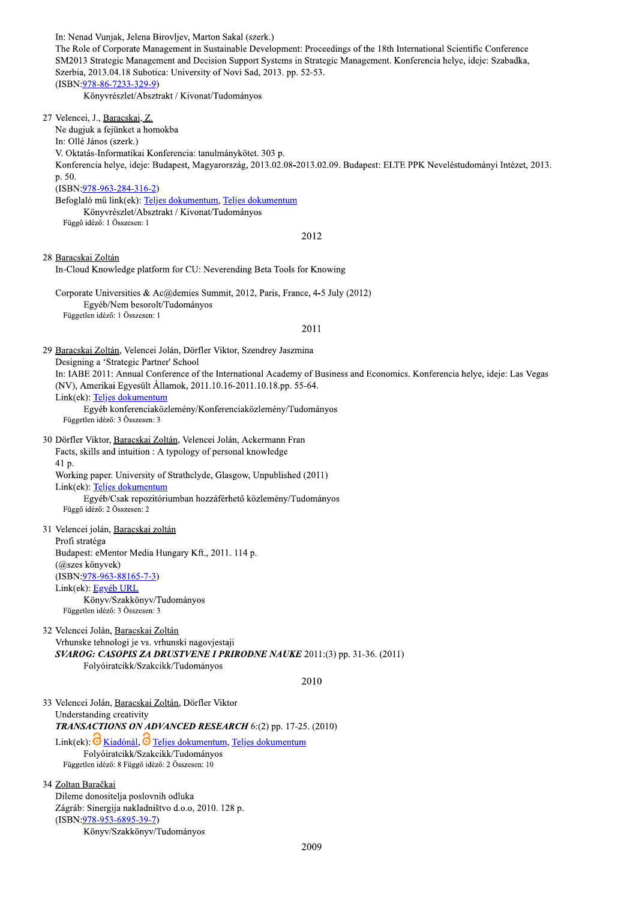In: Nenad Vunjak, Jelena Birovljev, Marton Sakal (szerk.)
The Role of Corporate Management in Sustainable Development: Proceedings of the 18th International Scientific Conference SM2013 Strategic Management and Decision Support Systems in Strategic Management. Konferencia helye, ideje: Szabadka, Szerbia, 2013.04.18 Subotica: University of Novi Sad, 2013. pp. 52-53.
(ISBN:978-86-7233-329-9)
Könyvrészlet/Absztrakt / Kivonat/Tudományos

27 Velencei, J., Baracskai, Z.
Ne dugjuk a fejünket a homokba
In: Ollé János (szerk.)
V. Oktatás-Informatikai Konferencia: tanulmánykötet. 303 p.
Konferencia helye, ideje: Budapest, Magyarország, 2013.02.08-2013.02.09. Budapest: ELTE PPK Neveléstudományi Intézet, 2013. p. 50.
(ISBN:978-963-284-316-2)
Befoglaló mű link(ek): Teljes dokumentum, Teljes dokumentum
Könyvrészlet/Absztrakt / Kivonat/Tudományos
Függő idéző: 1 Összesen: 1

## 2012

28 Baracskai Zoltán
In-Cloud Knowledge platform for CU: Neverending Beta Tools for Knowing

Corporate Universities & Ac@demies Summit, 2012, Paris, France, 4-5 July (2012)
Egyéb/Nem besorolt/Tudományos
Független idéző: 1 Összesen: 1

## 2011

29 Baracskai Zoltán, Velencei Jolán, Dörfler Viktor, Szendrey Jaszmina
Designing a 'Strategic Partner' School
In: IABE 2011: Annual Conference of the International Academy of Business and Economics. Konferencia helye, ideje: Las Vegas (NV), Amerikai Egyesült Államok, 2011.10.16-2011.10.18.pp. 55-64.
Link(ek): Teljes dokumentum
Egyéb konferenciaközlemény/Konferenciaközlemény/Tudományos
Független idéző: 3 Összesen: 3

30 Dörfler Viktor, Baracskai Zoltán, Velencei Jolán, Ackermann Fran
Facts, skills and intuition : A typology of personal knowledge
41 p.
Working paper. University of Strathclyde, Glasgow, Unpublished (2011)
Link(ek): Teljes dokumentum
Egyéb/Csak repozitóriumban hozzáférhető közlemény/Tudományos
Függő idéző: 2 Összesen: 2

31 Velencei jolán, Baracskai zoltán
Profi stratéga
Budapest: eMentor Media Hungary Kft., 2011. 114 p.
(@szes könyvek)
(ISBN:978-963-88165-7-3)
Link(ek): Egyéb URL
Könyv/Szakkönyv/Tudományos
Független idéző: 3 Összesen: 3

32 Velencei Jolán, Baracskai Zoltán
Vrhunske tehnologi je vs. vrhunski nagovjestaji
***SVAROG: CASOPIS ZA DRUSTVENE I PRIRODNE NAUKE*** 2011:(3) pp. 31-36. (2011)
Folyóiratcikk/Szakcikk/Tudományos

## 2010

33 Velencei Jolán, Baracskai Zoltán, Dörfler Viktor
Understanding creativity
***TRANSACTIONS ON ADVANCED RESEARCH*** 6:(2) pp. 17-25. (2010)
Link(ek): Kiadónál, Teljes dokumentum, Teljes dokumentum
Folyóiratcikk/Szakcikk/Tudományos
Független idéző: 8 Függő idéző: 2 Összesen: 10

34 Zoltan Baračkai
Dileme donositelja poslovnih odluka
Zágráb: Sinergija nakladništvo d.o.o, 2010. 128 p.
(ISBN:978-953-6895-39-7)
Könyv/Szakkönyv/Tudományos

## 2009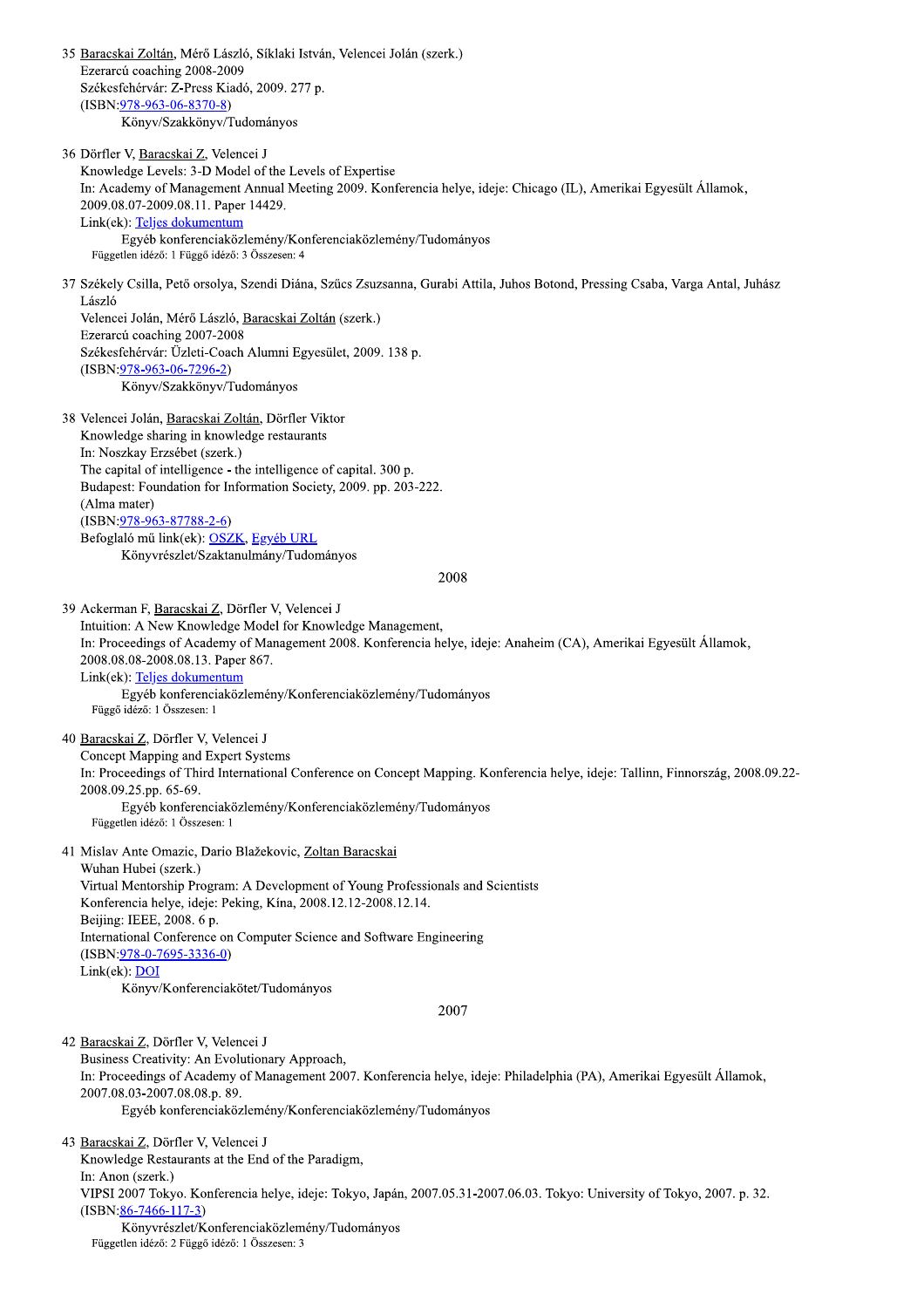35 Baracskai Zoltán, Mérő László, Síklaki István, Velencei Jolán (szerk.)
Ezerarcú coaching 2008-2009
Székesfehérvár: Z-Press Kiadó, 2009. 277 p.
(ISBN:978-963-06-8370-8)
Könyv/Szakkönyv/Tudományos

36 Dörfler V, Baracskai Z, Velencei J
Knowledge Levels: 3-D Model of the Levels of Expertise
In: Academy of Management Annual Meeting 2009. Konferencia helye, ideje: Chicago (IL), Amerikai Egyesült Államok, 2009.08.07-2009.08.11. Paper 14429.
Link(ek): Teljes dokumentum
Egyéb konferenciaközlemény/Konferenciaközlemény/Tudományos
Független idéző: 1 Függő idéző: 3 Összesen: 4

37 Székely Csilla, Pető orsolya, Szendi Diána, Szűcs Zsuzsanna, Gurabi Attila, Juhos Botond, Pressing Csaba, Varga Antal, Juhász László
Velencei Jolán, Mérő László, Baracskai Zoltán (szerk.)
Ezerarcú coaching 2007-2008
Székesfehérvár: Üzleti-Coach Alumni Egyesület, 2009. 138 p.
(ISBN:978-963-06-7296-2)
Könyv/Szakkönyv/Tudományos

38 Velencei Jolán, Baracskai Zoltán, Dörfler Viktor
Knowledge sharing in knowledge restaurants
In: Noszkay Erzsébet (szerk.)
The capital of intelligence - the intelligence of capital. 300 p.
Budapest: Foundation for Information Society, 2009. pp. 203-222.
(Alma mater)
(ISBN:978-963-87788-2-6)
Befoglaló mű link(ek): OSZK, Egyéb URL
Könyvrészlet/Szaktanulmány/Tudományos

2008

39 Ackerman F, Baracskai Z, Dörfler V, Velencei J
Intuition: A New Knowledge Model for Knowledge Management,
In: Proceedings of Academy of Management 2008. Konferencia helye, ideje: Anaheim (CA), Amerikai Egyesült Államok, 2008.08.08-2008.08.13. Paper 867.
Link(ek): Teljes dokumentum
Egyéb konferenciaközlemény/Konferenciaközlemény/Tudományos
Függő idéző: 1 Összesen: 1

40 Baracskai Z, Dörfler V, Velencei J
Concept Mapping and Expert Systems
In: Proceedings of Third International Conference on Concept Mapping. Konferencia helye, ideje: Tallinn, Finnország, 2008.09.22-2008.09.25.pp. 65-69.
Egyéb konferenciaközlemény/Konferenciaközlemény/Tudományos
Független idéző: 1 Összesen: 1

41 Mislav Ante Omazic, Dario Blažekovic, Zoltan Baracskai
Wuhan Hubei (szerk.)
Virtual Mentorship Program: A Development of Young Professionals and Scientists
Konferencia helye, ideje: Peking, Kína, 2008.12.12-2008.12.14.
Beijing: IEEE, 2008. 6 p.
International Conference on Computer Science and Software Engineering
(ISBN:978-0-7695-3336-0)
Link(ek): DOI
Könyv/Konferenciakötet/Tudományos

2007

42 Baracskai Z, Dörfler V, Velencei J
Business Creativity: An Evolutionary Approach,
In: Proceedings of Academy of Management 2007. Konferencia helye, ideje: Philadelphia (PA), Amerikai Egyesült Államok, 2007.08.03-2007.08.08.p. 89.
Egyéb konferenciaközlemény/Konferenciaközlemény/Tudományos

43 Baracskai Z, Dörfler V, Velencei J
Knowledge Restaurants at the End of the Paradigm,
In: Anon (szerk.)
VIPSI 2007 Tokyo. Konferencia helye, ideje: Tokyo, Japán, 2007.05.31-2007.06.03. Tokyo: University of Tokyo, 2007. p. 32.
(ISBN:86-7466-117-3)
Könyvrészlet/Konferenciaközlemény/Tudományos
Független idéző: 2 Függő idéző: 1 Összesen: 3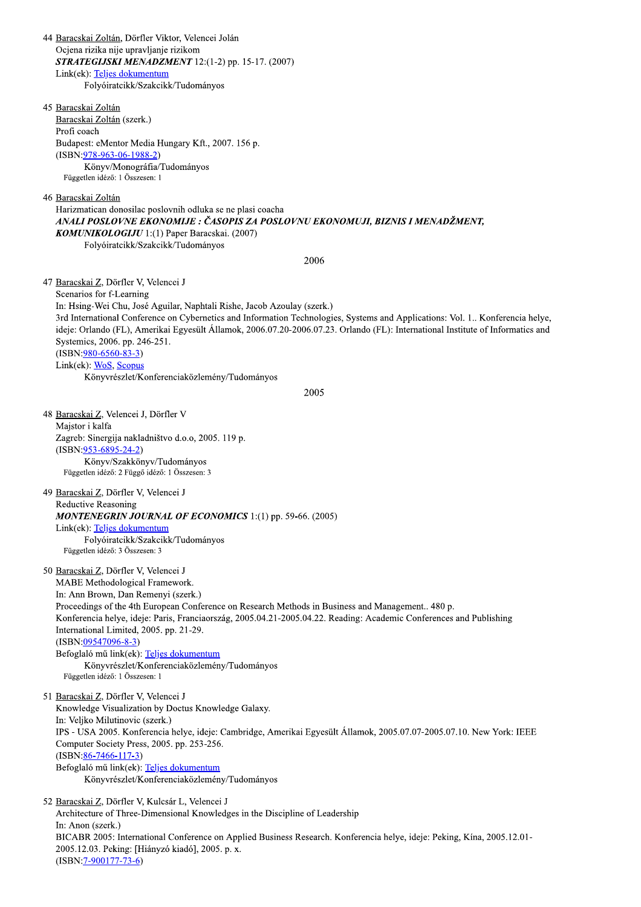44 Baracskai Zoltán, Dörfler Viktor, Velencei Jolán
Ocjena rizika nije upravljanje rizikom
***STRATEGIJSKI MENADZMENT*** 12:(1-2) pp. 15-17. (2007)
Link(ek): Teljes dokumentum
Folyóiratcikk/Szakcikk/Tudományos

45 Baracskai Zoltán
Baracskai Zoltán (szerk.)
Profi coach
Budapest: eMentor Media Hungary Kft., 2007. 156 p.
(ISBN:978-963-06-1988-2)
Könyv/Monográfia/Tudományos
Független idéző: 1 Összesen: 1

46 Baracskai Zoltán
Harizmatican donosilac poslovnih odluka se ne plasi coacha
***ANALI POSLOVNE EKONOMIJE : ČASOPIS ZA POSLOVNU EKONOMUJI, BIZNIS I MENADŽMENT, KOMUNIKOLOGIJU*** 1:(1) Paper Baracskai. (2007)
Folyóiratcikk/Szakcikk/Tudományos

2006

47 Baracskai Z, Dörfler V, Velencei J
Scenarios for f-Learning
In: Hsing-Wei Chu, José Aguilar, Naphtali Rishe, Jacob Azoulay (szerk.)
3rd International Conference on Cybernetics and Information Technologies, Systems and Applications: Vol. 1.. Konferencia helye, ideje: Orlando (FL), Amerikai Egyesült Államok, 2006.07.20-2006.07.23. Orlando (FL): International Institute of Informatics and Systemics, 2006. pp. 246-251.
(ISBN:980-6560-83-3)
Link(ek): WoS, Scopus
Könyvrészlet/Konferenciaközlemény/Tudományos

2005

48 Baracskai Z, Velencei J, Dörfler V
Majstor i kalfa
Zagreb: Sinergija nakladništvo d.o.o, 2005. 119 p.
(ISBN:953-6895-24-2)
Könyv/Szakkönyv/Tudományos
Független idéző: 2 Függő idéző: 1 Összesen: 3

49 Baracskai Z, Dörfler V, Velencei J
Reductive Reasoning
***MONTENEGRIN JOURNAL OF ECONOMICS*** 1:(1) pp. 59-66. (2005)
Link(ek): Teljes dokumentum
Folyóiratcikk/Szakcikk/Tudományos
Független idéző: 3 Összesen: 3

50 Baracskai Z, Dörfler V, Velencei J
MABE Methodological Framework.
In: Ann Brown, Dan Remenyi (szerk.)
Proceedings of the 4th European Conference on Research Methods in Business and Management.. 480 p.
Konferencia helye, ideje: Paris, Franciaország, 2005.04.21-2005.04.22. Reading: Academic Conferences and Publishing International Limited, 2005. pp. 21-29.
(ISBN:09547096-8-3)
Befoglaló mű link(ek): Teljes dokumentum
Könyvrészlet/Konferenciaközlemény/Tudományos
Független idéző: 1 Összesen: 1

51 Baracskai Z, Dörfler V, Velencei J
Knowledge Visualization by Doctus Knowledge Galaxy.
In: Veljko Milutinovic (szerk.)
IPS - USA 2005. Konferencia helye, ideje: Cambridge, Amerikai Egyesült Államok, 2005.07.07-2005.07.10. New York: IEEE Computer Society Press, 2005. pp. 253-256.
(ISBN:86-7466-117-3)
Befoglaló mű link(ek): Teljes dokumentum
Könyvrészlet/Konferenciaközlemény/Tudományos

52 Baracskai Z, Dörfler V, Kulcsár L, Velencei J
Architecture of Three-Dimensional Knowledges in the Discipline of Leadership
In: Anon (szerk.)
BICABR 2005: International Conference on Applied Business Research. Konferencia helye, ideje: Peking, Kína, 2005.12.01-2005.12.03. Peking: [Hiányzó kiadó], 2005. p. x.
(ISBN:7-900177-73-6)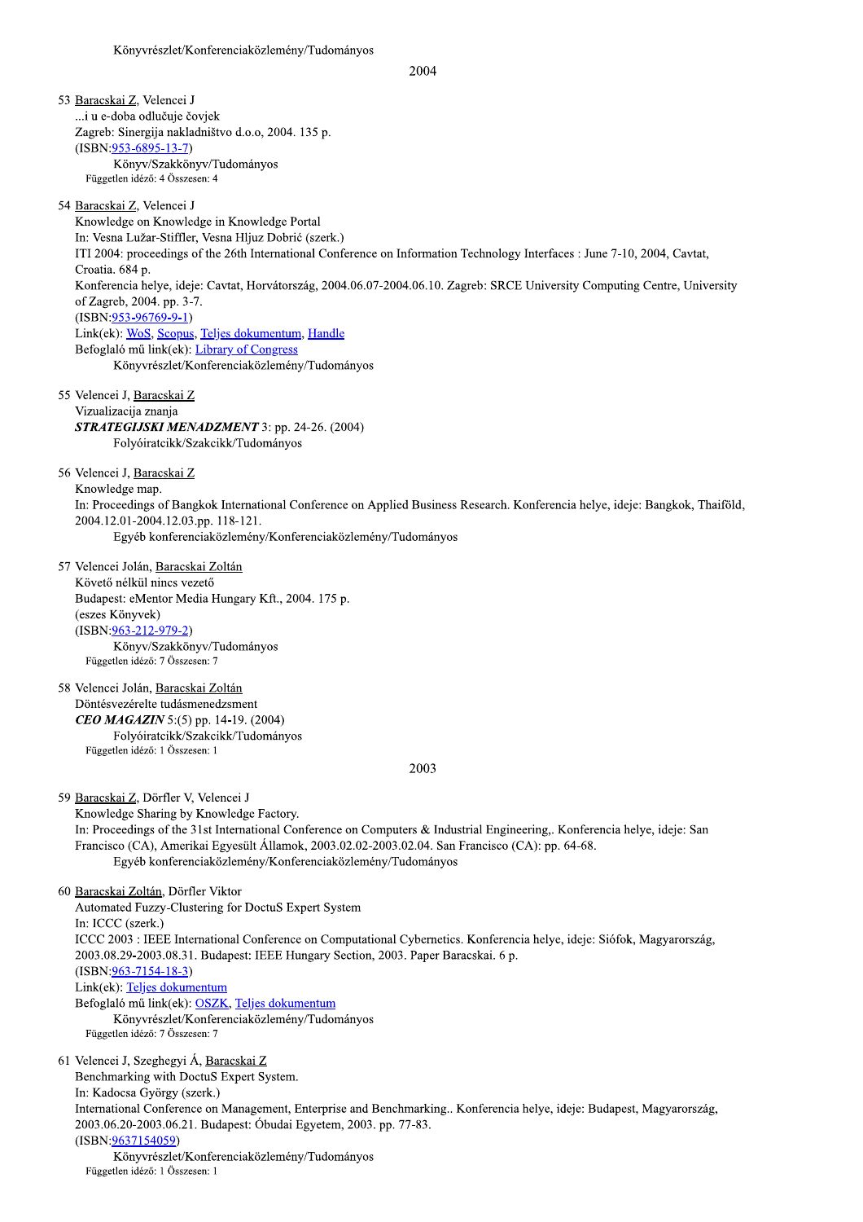Könyvrészlet/Konferenciaközlemény/Tudományos

## 2004

53 Baracskai Z, Velencei J
...i u e-doba odlučuje čovjek
Zagreb: Sinergija nakladništvo d.o.o, 2004. 135 p.
(ISBN:953-6895-13-7)
Könyv/Szakkönyv/Tudományos
Független idéző: 4 Összesen: 4

54 Baracskai Z, Velencei J
Knowledge on Knowledge in Knowledge Portal
In: Vesna Lužar-Stiffler, Vesna Hljuz Dobrić (szerk.)
ITI 2004: proceedings of the 26th International Conference on Information Technology Interfaces : June 7-10, 2004, Cavtat, Croatia. 684 p.
Konferencia helye, ideje: Cavtat, Horvátország, 2004.06.07-2004.06.10. Zagreb: SRCE University Computing Centre, University of Zagreb, 2004. pp. 3-7.
(ISBN:953-96769-9-1)
Link(ek): WoS, Scopus, Teljes dokumentum, Handle
Befoglaló mű link(ek): Library of Congress
Könyvrészlet/Konferenciaközlemény/Tudományos

55 Velencei J, Baracskai Z
Vizualizacija znanja
***STRATEGIJSKI MENADZMENT*** 3: pp. 24-26. (2004)
Folyóiratcikk/Szakcikk/Tudományos

56 Velencei J, Baracskai Z
Knowledge map.
In: Proceedings of Bangkok International Conference on Applied Business Research. Konferencia helye, ideje: Bangkok, Thaiföld, 2004.12.01-2004.12.03.pp. 118-121.
Egyéb konferenciaközlemény/Konferenciaközlemény/Tudományos

57 Velencei Jolán, Baracskai Zoltán
Követő nélkül nincs vezető
Budapest: eMentor Media Hungary Kft., 2004. 175 p.
(eszes Könyvek)
(ISBN:963-212-979-2)
Könyv/Szakkönyv/Tudományos
Független idéző: 7 Összesen: 7

58 Velencei Jolán, Baracskai Zoltán
Döntésvezérelte tudásmenedzsment
***CEO MAGAZIN*** 5:(5) pp. 14-19. (2004)
Folyóiratcikk/Szakcikk/Tudományos
Független idéző: 1 Összesen: 1

## 2003

59 Baracskai Z, Dörfler V, Velencei J
Knowledge Sharing by Knowledge Factory.
In: Proceedings of the 31st International Conference on Computers & Industrial Engineering,. Konferencia helye, ideje: San Francisco (CA), Amerikai Egyesült Államok, 2003.02.02-2003.02.04. San Francisco (CA): pp. 64-68.
Egyéb konferenciaközlemény/Konferenciaközlemény/Tudományos

60 Baracskai Zoltán, Dörfler Viktor
Automated Fuzzy-Clustering for DoctuS Expert System
In: ICCC (szerk.)
ICCC 2003 : IEEE International Conference on Computational Cybernetics. Konferencia helye, ideje: Siófok, Magyarország, 2003.08.29-2003.08.31. Budapest: IEEE Hungary Section, 2003. Paper Baracskai. 6 p.
(ISBN:963-7154-18-3)
Link(ek): Teljes dokumentum
Befoglaló mű link(ek): OSZK, Teljes dokumentum
Könyvrészlet/Konferenciaközlemény/Tudományos
Független idéző: 7 Összesen: 7

61 Velencei J, Szeghegyi Á, Baracskai Z
Benchmarking with DoctuS Expert System.
In: Kadocsa György (szerk.)
International Conference on Management, Enterprise and Benchmarking.. Konferencia helye, ideje: Budapest, Magyarország, 2003.06.20-2003.06.21. Budapest: Óbudai Egyetem, 2003. pp. 77-83.
(ISBN:9637154059)
Könyvrészlet/Konferenciaközlemény/Tudományos
Független idéző: 1 Összesen: 1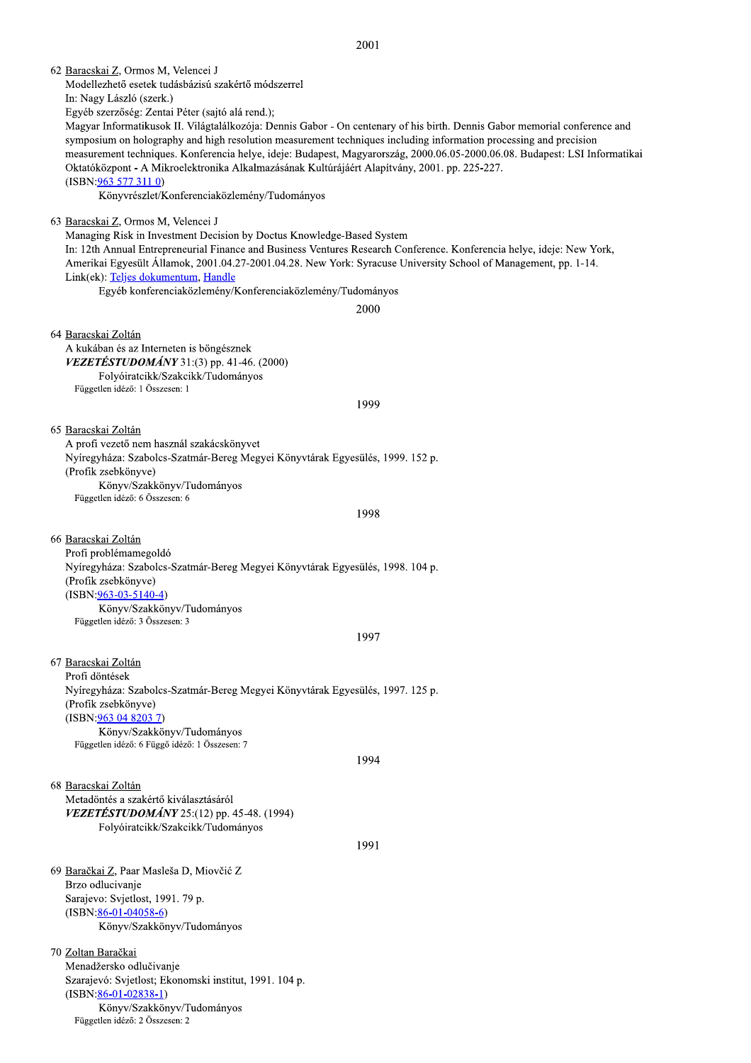## 2001

62 Baracskai Z, Ormos M, Velencei J
Modellezhető esetek tudásbázisú szakértő módszerrel
In: Nagy László (szerk.)
Egyéb szerzőség: Zentai Péter (sajtó alá rend.);
Magyar Informatikusok II. Világtalálkozója: Dennis Gabor - On centenary of his birth. Dennis Gabor memorial conference and symposium on holography and high resolution measurement techniques including information processing and precision measurement techniques. Konferencia helye, ideje: Budapest, Magyarország, 2000.06.05-2000.06.08. Budapest: LSI Informatikai Oktatóközpont - A Mikroelektronika Alkalmazásának Kultúrájáért Alapítvány, 2001. pp. 225-227.
(ISBN:963 577 311 0)
Könyvrészlet/Konferenciaközlemény/Tudományos

63 Baracskai Z, Ormos M, Velencei J
Managing Risk in Investment Decision by Doctus Knowledge-Based System
In: 12th Annual Entrepreneurial Finance and Business Ventures Research Conference. Konferencia helye, ideje: New York, Amerikai Egyesült Államok, 2001.04.27-2001.04.28. New York: Syracuse University School of Management, pp. 1-14.
Link(ek): Teljes dokumentum, Handle
Egyéb konferenciaközlemény/Konferenciaközlemény/Tudományos

## 2000

64 Baracskai Zoltán
A kukában és az Interneten is böngésznek
***VEZETÉSTUDOMÁNY*** 31:(3) pp. 41-46. (2000)
Folyóiratcikk/Szakcikk/Tudományos
Független idéző: 1 Összesen: 1

## 1999

65 Baracskai Zoltán
A profi vezető nem használ szakácskönyvet
Nyíregyháza: Szabolcs-Szatmár-Bereg Megyei Könyvtárak Egyesülés, 1999. 152 p.
(Profik zsebkönyve)
Könyv/Szakkönyv/Tudományos
Független idéző: 6 Összesen: 6

## 1998

66 Baracskai Zoltán
Profi problémamegoldó
Nyíregyháza: Szabolcs-Szatmár-Bereg Megyei Könyvtárak Egyesülés, 1998. 104 p.
(Profik zsebkönyve)
(ISBN:963-03-5140-4)
Könyv/Szakkönyv/Tudományos
Független idéző: 3 Összesen: 3

## 1997

67 Baracskai Zoltán
Profi döntések
Nyíregyháza: Szabolcs-Szatmár-Bereg Megyei Könyvtárak Egyesülés, 1997. 125 p.
(Profik zsebkönyve)
(ISBN:963 04 8203 7)
Könyv/Szakkönyv/Tudományos
Független idéző: 6 Függő idéző: 1 Összesen: 7

## 1994

68 Baracskai Zoltán
Metadöntés a szakértő kiválasztásáról
***VEZETÉSTUDOMÁNY*** 25:(12) pp. 45-48. (1994)
Folyóiratcikk/Szakcikk/Tudományos

## 1991

69 Baračkai Z, Paar Masleša D, Miovčić Z
Brzo odlucivanje
Sarajevo: Svjetlost, 1991. 79 p.
(ISBN:86-01-04058-6)
Könyv/Szakkönyv/Tudományos

70 Zoltan Baračkai
Menadžersko odlučivanje
Szarajevó: Svjetlost; Ekonomski institut, 1991. 104 p.
(ISBN:86-01-02838-1)
Könyv/Szakkönyv/Tudományos
Független idéző: 2 Összesen: 2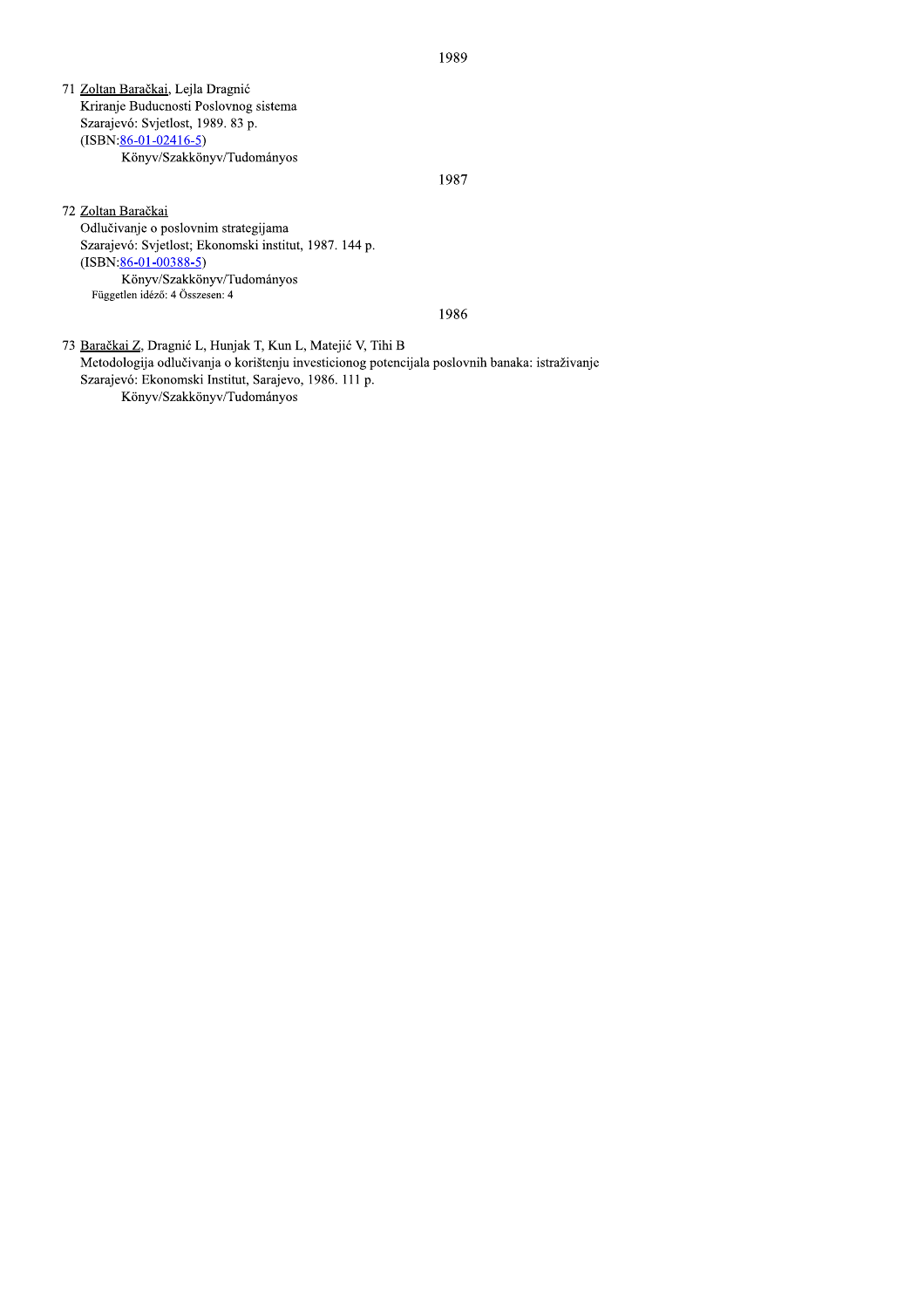## 1989

71 Zoltan Baračkai, Lejla Dragnić
Kriranje Buducnosti Poslovnog sistema
Szarajevó: Svjetlost, 1989. 83 p.
(ISBN:86-01-02416-5)
Könyv/Szakkönyv/Tudományos

## 1987

72 Zoltan Baračkai
Odlučivanje o poslovnim strategijama
Szarajevó: Svjetlost; Ekonomski institut, 1987. 144 p.
(ISBN:86-01-00388-5)
Könyv/Szakkönyv/Tudományos
Független idéző: 4 Összesen: 4

## 1986

73 Baračkai Z, Dragnić L, Hunjak T, Kun L, Matejić V, Tihi B
Metodologija odlučivanja o korištenju investicionog potencijala poslovnih banaka: istraživanje
Szarajevó: Ekonomski Institut, Sarajevo, 1986. 111 p.
Könyv/Szakkönyv/Tudományos